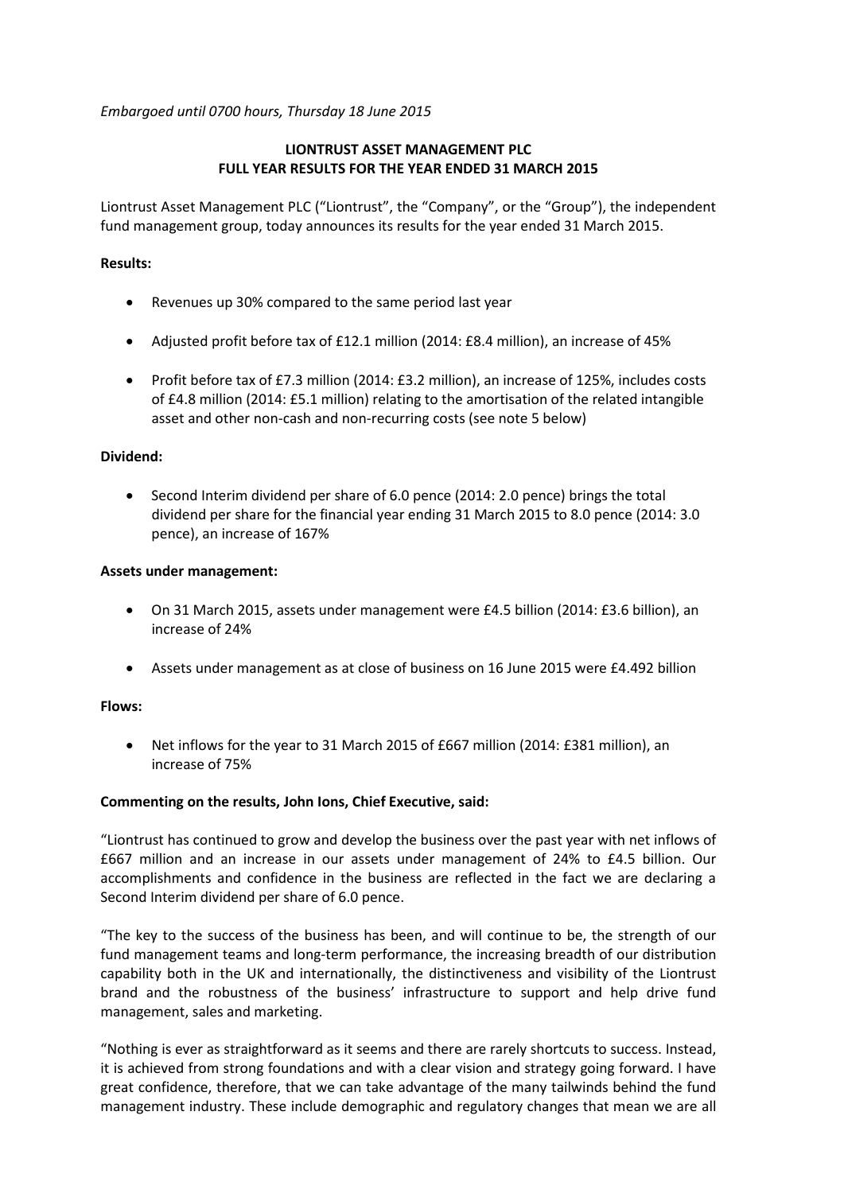*Embargoed until 0700 hours, Thursday 18 June 2015*

**LIONTRUST ASSET MANAGEMENT PLC**
**FULL YEAR RESULTS FOR THE YEAR ENDED 31 MARCH 2015**

Liontrust Asset Management PLC ("Liontrust", the "Company", or the "Group"), the independent fund management group, today announces its results for the year ended 31 March 2015.

**Results:**

- Revenues up 30% compared to the same period last year
- Adjusted profit before tax of £12.1 million (2014: £8.4 million), an increase of 45%
- Profit before tax of £7.3 million (2014: £3.2 million), an increase of 125%, includes costs of £4.8 million (2014: £5.1 million) relating to the amortisation of the related intangible asset and other non-cash and non-recurring costs (see note 5 below)

**Dividend:**

- Second Interim dividend per share of 6.0 pence (2014: 2.0 pence) brings the total dividend per share for the financial year ending 31 March 2015 to 8.0 pence (2014: 3.0 pence), an increase of 167%

**Assets under management:**

- On 31 March 2015, assets under management were £4.5 billion (2014: £3.6 billion), an increase of 24%
- Assets under management as at close of business on 16 June 2015 were £4.492 billion

**Flows:**

- Net inflows for the year to 31 March 2015 of £667 million (2014: £381 million), an increase of 75%

**Commenting on the results, John Ions, Chief Executive, said:**

"Liontrust has continued to grow and develop the business over the past year with net inflows of £667 million and an increase in our assets under management of 24% to £4.5 billion. Our accomplishments and confidence in the business are reflected in the fact we are declaring a Second Interim dividend per share of 6.0 pence.

"The key to the success of the business has been, and will continue to be, the strength of our fund management teams and long-term performance, the increasing breadth of our distribution capability both in the UK and internationally, the distinctiveness and visibility of the Liontrust brand and the robustness of the business' infrastructure to support and help drive fund management, sales and marketing.

"Nothing is ever as straightforward as it seems and there are rarely shortcuts to success. Instead, it is achieved from strong foundations and with a clear vision and strategy going forward. I have great confidence, therefore, that we can take advantage of the many tailwinds behind the fund management industry. These include demographic and regulatory changes that mean we are all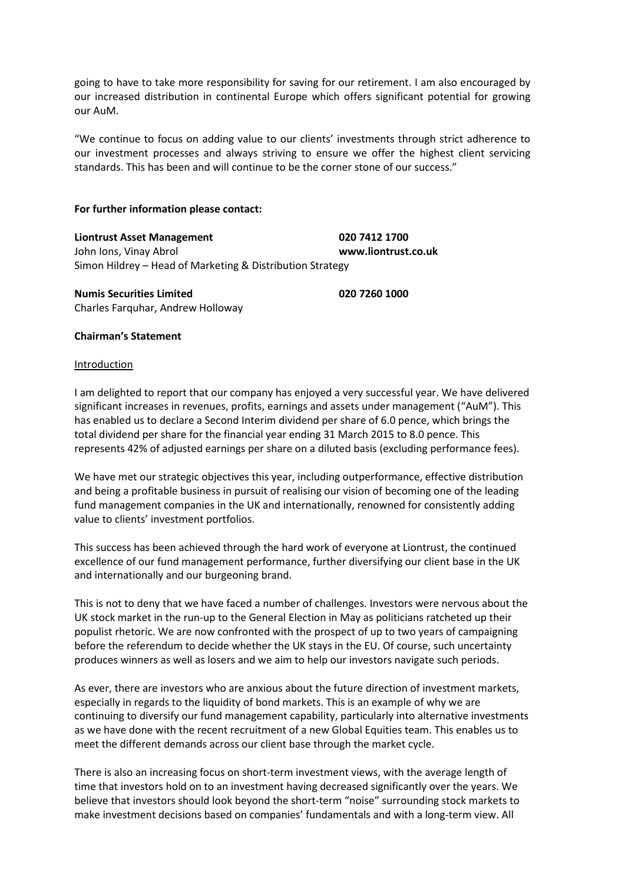going to have to take more responsibility for saving for our retirement. I am also encouraged by our increased distribution in continental Europe which offers significant potential for growing our AuM.

"We continue to focus on adding value to our clients' investments through strict adherence to our investment processes and always striving to ensure we offer the highest client servicing standards. This has been and will continue to be the corner stone of our success."

**For further information please contact:**

**Liontrust Asset Management** **020 7412 1700**
John Ions, Vinay Abrol **www.liontrust.co.uk**
Simon Hildrey – Head of Marketing & Distribution Strategy

**Numis Securities Limited** **020 7260 1000**
Charles Farquhar, Andrew Holloway

**Chairman's Statement**

Introduction

I am delighted to report that our company has enjoyed a very successful year. We have delivered significant increases in revenues, profits, earnings and assets under management ("AuM"). This has enabled us to declare a Second Interim dividend per share of 6.0 pence, which brings the total dividend per share for the financial year ending 31 March 2015 to 8.0 pence. This represents 42% of adjusted earnings per share on a diluted basis (excluding performance fees).

We have met our strategic objectives this year, including outperformance, effective distribution and being a profitable business in pursuit of realising our vision of becoming one of the leading fund management companies in the UK and internationally, renowned for consistently adding value to clients' investment portfolios.

This success has been achieved through the hard work of everyone at Liontrust, the continued excellence of our fund management performance, further diversifying our client base in the UK and internationally and our burgeoning brand.

This is not to deny that we have faced a number of challenges. Investors were nervous about the UK stock market in the run-up to the General Election in May as politicians ratcheted up their populist rhetoric. We are now confronted with the prospect of up to two years of campaigning before the referendum to decide whether the UK stays in the EU. Of course, such uncertainty produces winners as well as losers and we aim to help our investors navigate such periods.

As ever, there are investors who are anxious about the future direction of investment markets, especially in regards to the liquidity of bond markets. This is an example of why we are continuing to diversify our fund management capability, particularly into alternative investments as we have done with the recent recruitment of a new Global Equities team. This enables us to meet the different demands across our client base through the market cycle.

There is also an increasing focus on short-term investment views, with the average length of time that investors hold on to an investment having decreased significantly over the years. We believe that investors should look beyond the short-term "noise" surrounding stock markets to make investment decisions based on companies' fundamentals and with a long-term view. All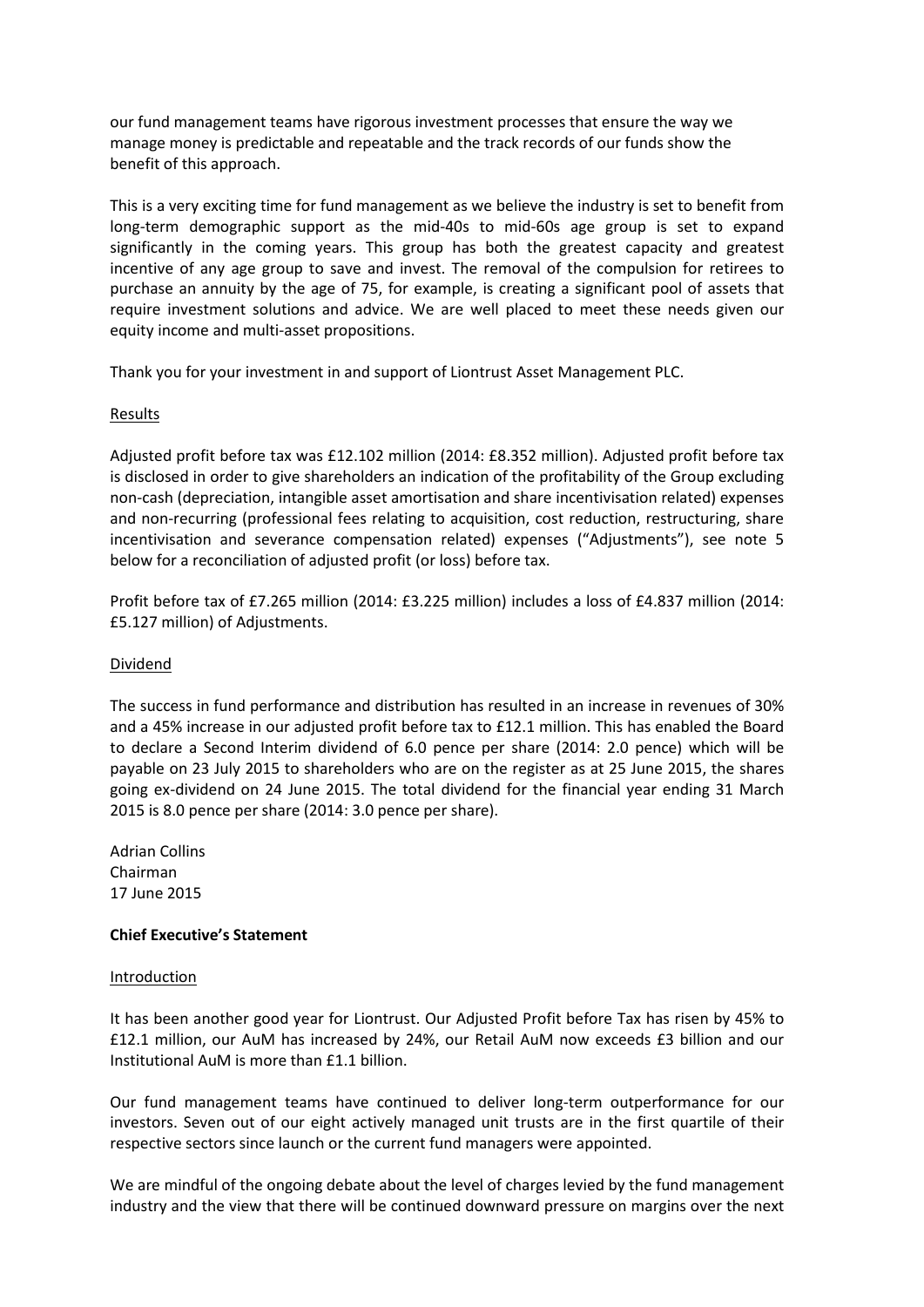our fund management teams have rigorous investment processes that ensure the way we manage money is predictable and repeatable and the track records of our funds show the benefit of this approach.

This is a very exciting time for fund management as we believe the industry is set to benefit from long-term demographic support as the mid-40s to mid-60s age group is set to expand significantly in the coming years. This group has both the greatest capacity and greatest incentive of any age group to save and invest. The removal of the compulsion for retirees to purchase an annuity by the age of 75, for example, is creating a significant pool of assets that require investment solutions and advice. We are well placed to meet these needs given our equity income and multi-asset propositions.

Thank you for your investment in and support of Liontrust Asset Management PLC.

## Results

Adjusted profit before tax was £12.102 million (2014: £8.352 million). Adjusted profit before tax is disclosed in order to give shareholders an indication of the profitability of the Group excluding non-cash (depreciation, intangible asset amortisation and share incentivisation related) expenses and non-recurring (professional fees relating to acquisition, cost reduction, restructuring, share incentivisation and severance compensation related) expenses ("Adjustments"), see note 5 below for a reconciliation of adjusted profit (or loss) before tax.

Profit before tax of £7.265 million (2014: £3.225 million) includes a loss of £4.837 million (2014: £5.127 million) of Adjustments.

## Dividend

The success in fund performance and distribution has resulted in an increase in revenues of 30% and a 45% increase in our adjusted profit before tax to £12.1 million. This has enabled the Board to declare a Second Interim dividend of 6.0 pence per share (2014: 2.0 pence) which will be payable on 23 July 2015 to shareholders who are on the register as at 25 June 2015, the shares going ex-dividend on 24 June 2015. The total dividend for the financial year ending 31 March 2015 is 8.0 pence per share (2014: 3.0 pence per share).

Adrian Collins
Chairman
17 June 2015

# Chief Executive's Statement

## Introduction

It has been another good year for Liontrust. Our Adjusted Profit before Tax has risen by 45% to £12.1 million, our AuM has increased by 24%, our Retail AuM now exceeds £3 billion and our Institutional AuM is more than £1.1 billion.

Our fund management teams have continued to deliver long-term outperformance for our investors. Seven out of our eight actively managed unit trusts are in the first quartile of their respective sectors since launch or the current fund managers were appointed.

We are mindful of the ongoing debate about the level of charges levied by the fund management industry and the view that there will be continued downward pressure on margins over the next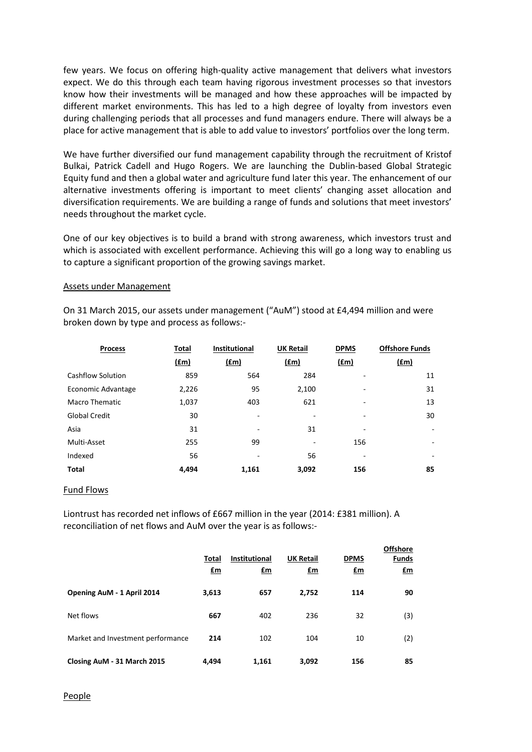few years. We focus on offering high-quality active management that delivers what investors expect. We do this through each team having rigorous investment processes so that investors know how their investments will be managed and how these approaches will be impacted by different market environments. This has led to a high degree of loyalty from investors even during challenging periods that all processes and fund managers endure. There will always be a place for active management that is able to add value to investors' portfolios over the long term.

We have further diversified our fund management capability through the recruitment of Kristof Bulkai, Patrick Cadell and Hugo Rogers. We are launching the Dublin-based Global Strategic Equity fund and then a global water and agriculture fund later this year. The enhancement of our alternative investments offering is important to meet clients' changing asset allocation and diversification requirements. We are building a range of funds and solutions that meet investors' needs throughout the market cycle.

One of our key objectives is to build a brand with strong awareness, which investors trust and which is associated with excellent performance. Achieving this will go a long way to enabling us to capture a significant proportion of the growing savings market.

## Assets under Management

On 31 March 2015, our assets under management ("AuM") stood at £4,494 million and were broken down by type and process as follows:-

| Process | Total (£m) | Institutional (£m) | UK Retail (£m) | DPMS (£m) | Offshore Funds (£m) |
|---|---|---|---|---|---|
| Cashflow Solution | 859 | 564 | 284 | - | 11 |
| Economic Advantage | 2,226 | 95 | 2,100 | - | 31 |
| Macro Thematic | 1,037 | 403 | 621 | - | 13 |
| Global Credit | 30 | - | - | - | 30 |
| Asia | 31 | - | 31 | - | - |
| Multi-Asset | 255 | 99 | - | 156 | - |
| Indexed | 56 | - | 56 | - | - |
| **Total** | **4,494** | **1,161** | **3,092** | **156** | **85** |

## Fund Flows

Liontrust has recorded net inflows of £667 million in the year (2014: £381 million). A reconciliation of net flows and AuM over the year is as follows:-

| | Total £m | Institutional £m | UK Retail £m | DPMS £m | Offshore Funds £m |
|---|---|---|---|---|---|
| **Opening AuM - 1 April 2014** | **3,613** | 657 | 2,752 | 114 | 90 |
| Net flows | **667** | 402 | 236 | 32 | (3) |
| Market and Investment performance | **214** | 102 | 104 | 10 | (2) |
| **Closing AuM - 31 March 2015** | **4,494** | **1,161** | **3,092** | **156** | **85** |

## People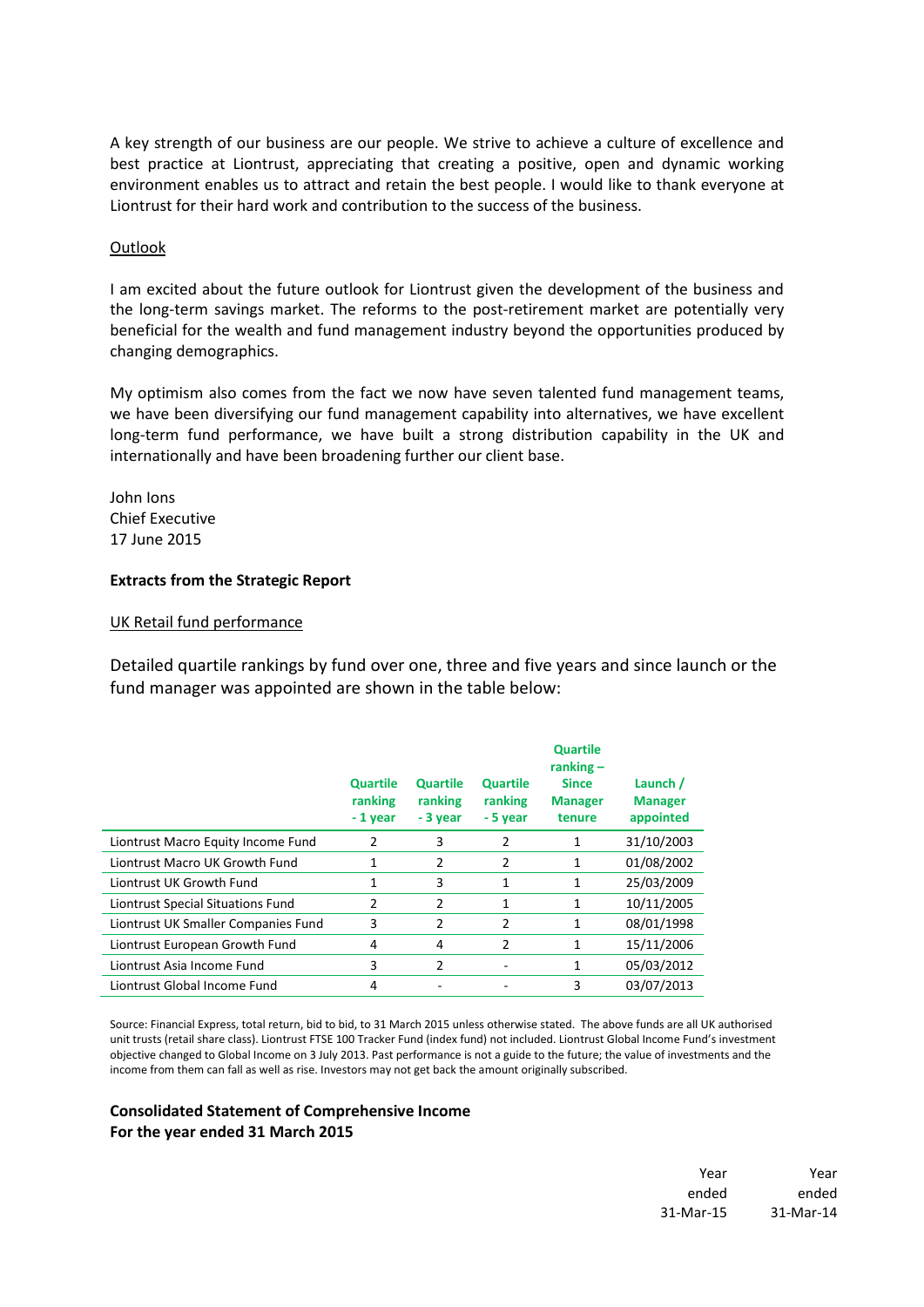A key strength of our business are our people. We strive to achieve a culture of excellence and best practice at Liontrust, appreciating that creating a positive, open and dynamic working environment enables us to attract and retain the best people. I would like to thank everyone at Liontrust for their hard work and contribution to the success of the business.

Outlook

I am excited about the future outlook for Liontrust given the development of the business and the long-term savings market. The reforms to the post-retirement market are potentially very beneficial for the wealth and fund management industry beyond the opportunities produced by changing demographics.

My optimism also comes from the fact we now have seven talented fund management teams, we have been diversifying our fund management capability into alternatives, we have excellent long-term fund performance, we have built a strong distribution capability in the UK and internationally and have been broadening further our client base.

John Ions
Chief Executive
17 June 2015

**Extracts from the Strategic Report**

UK Retail fund performance

Detailed quartile rankings by fund over one, three and five years and since launch or the fund manager was appointed are shown in the table below:

| | Quartile ranking - 1 year | Quartile ranking - 3 year | Quartile ranking - 5 year | Quartile ranking – Since Manager tenure | Launch / Manager appointed |
|---|---|---|---|---|---|
| Liontrust Macro Equity Income Fund | 2 | 3 | 2 | 1 | 31/10/2003 |
| Liontrust Macro UK Growth Fund | 1 | 2 | 2 | 1 | 01/08/2002 |
| Liontrust UK Growth Fund | 1 | 3 | 1 | 1 | 25/03/2009 |
| Liontrust Special Situations Fund | 2 | 2 | 1 | 1 | 10/11/2005 |
| Liontrust UK Smaller Companies Fund | 3 | 2 | 2 | 1 | 08/01/1998 |
| Liontrust European Growth Fund | 4 | 4 | 2 | 1 | 15/11/2006 |
| Liontrust Asia Income Fund | 3 | 2 | - | 1 | 05/03/2012 |
| Liontrust Global Income Fund | 4 | - | - | 3 | 03/07/2013 |

Source: Financial Express, total return, bid to bid, to 31 March 2015 unless otherwise stated. The above funds are all UK authorised unit trusts (retail share class). Liontrust FTSE 100 Tracker Fund (index fund) not included. Liontrust Global Income Fund's investment objective changed to Global Income on 3 July 2013. Past performance is not a guide to the future; the value of investments and the income from them can fall as well as rise. Investors may not get back the amount originally subscribed.

**Consolidated Statement of Comprehensive Income**
**For the year ended 31 March 2015**

| | Year ended 31-Mar-15 | Year ended 31-Mar-14 |
|---|---|---|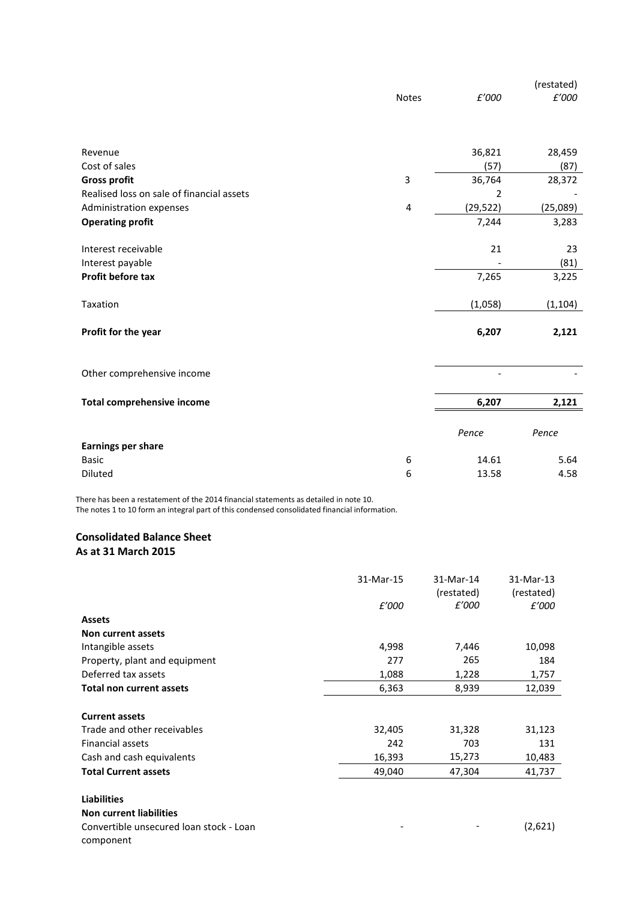| | Notes | £'000 | (restated) £'000 |
|---|---|---|---|
| Revenue | | 36,821 | 28,459 |
| Cost of sales | | (57) | (87) |
| **Gross profit** | 3 | 36,764 | 28,372 |
| Realised loss on sale of financial assets | | 2 | - |
| Administration expenses | 4 | (29,522) | (25,089) |
| **Operating profit** | | 7,244 | 3,283 |
| Interest receivable | | 21 | 23 |
| Interest payable | | - | (81) |
| **Profit before tax** | | 7,265 | 3,225 |
| Taxation | | (1,058) | (1,104) |
| **Profit for the year** | | **6,207** | **2,121** |
| Other comprehensive income | | - | - |
| **Total comprehensive income** | | **6,207** | **2,121** |
| | | *Pence* | *Pence* |
| **Earnings per share** | | | |
| Basic | 6 | 14.61 | 5.64 |
| Diluted | 6 | 13.58 | 4.58 |

There has been a restatement of the 2014 financial statements as detailed in note 10.
The notes 1 to 10 form an integral part of this condensed consolidated financial information.

## Consolidated Balance Sheet
## As at 31 March 2015

| | 31-Mar-15 £'000 | 31-Mar-14 (restated) £'000 | 31-Mar-13 (restated) £'000 |
|---|---|---|---|
| **Assets** | | | |
| **Non current assets** | | | |
| Intangible assets | 4,998 | 7,446 | 10,098 |
| Property, plant and equipment | 277 | 265 | 184 |
| Deferred tax assets | 1,088 | 1,228 | 1,757 |
| **Total non current assets** | 6,363 | 8,939 | 12,039 |
| **Current assets** | | | |
| Trade and other receivables | 32,405 | 31,328 | 31,123 |
| Financial assets | 242 | 703 | 131 |
| Cash and cash equivalents | 16,393 | 15,273 | 10,483 |
| **Total Current assets** | 49,040 | 47,304 | 41,737 |
| **Liabilities** | | | |
| **Non current liabilities** | | | |
| Convertible unsecured loan stock - Loan component | - | - | (2,621) |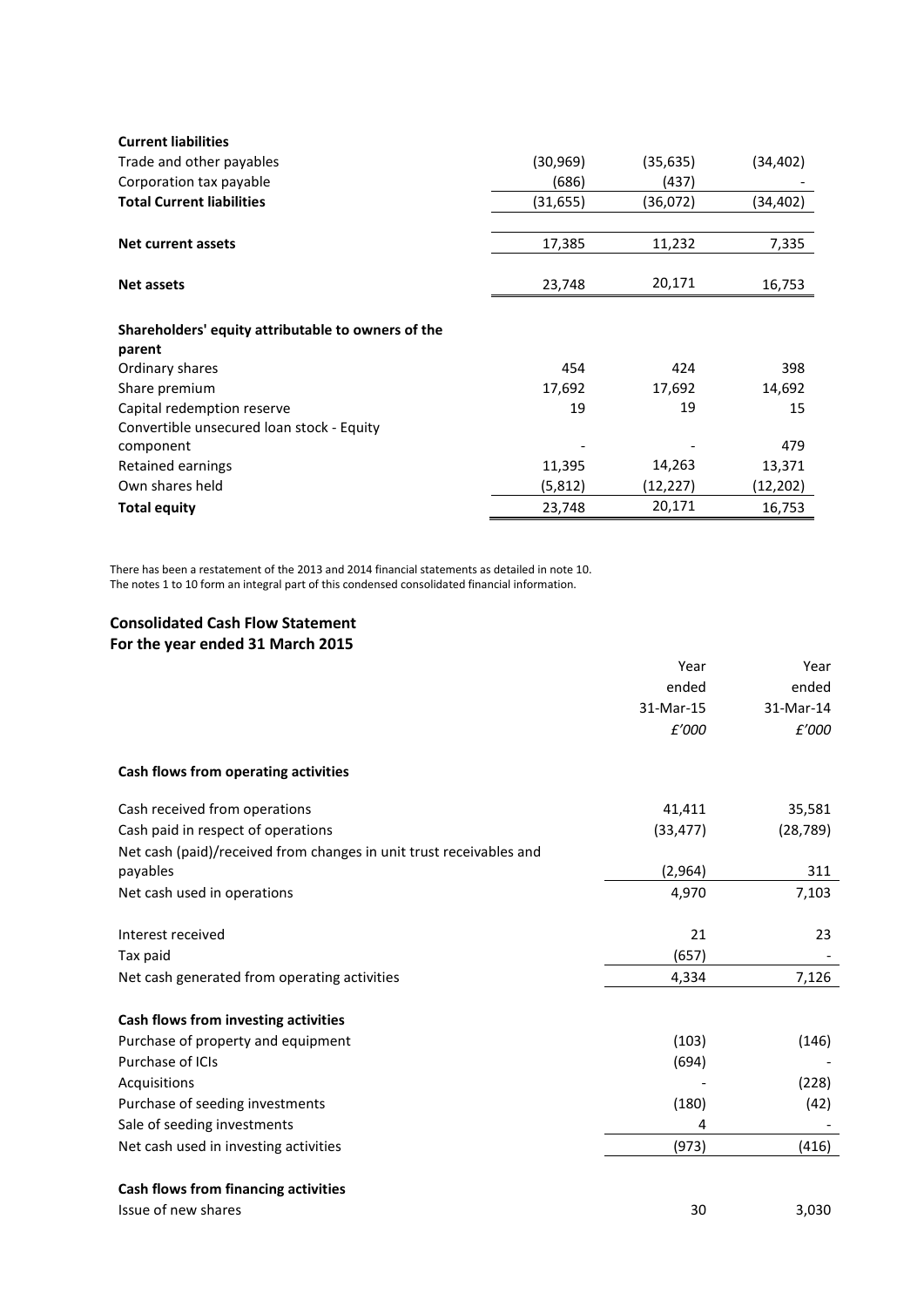| | | | |
|---|---|---|---|
| **Current liabilities** | | | |
| Trade and other payables | (30,969) | (35,635) | (34,402) |
| Corporation tax payable | (686) | (437) | - |
| **Total Current liabilities** | (31,655) | (36,072) | (34,402) |
| | | | |
| **Net current assets** | 17,385 | 11,232 | 7,335 |
| | | | |
| **Net assets** | 23,748 | 20,171 | 16,753 |
| | | | |
| **Shareholders' equity attributable to owners of the parent** | | | |
| Ordinary shares | 454 | 424 | 398 |
| Share premium | 17,692 | 17,692 | 14,692 |
| Capital redemption reserve | 19 | 19 | 15 |
| Convertible unsecured loan stock - Equity component | - | - | 479 |
| Retained earnings | 11,395 | 14,263 | 13,371 |
| Own shares held | (5,812) | (12,227) | (12,202) |
| **Total equity** | 23,748 | 20,171 | 16,753 |

There has been a restatement of the 2013 and 2014 financial statements as detailed in note 10.
The notes 1 to 10 form an integral part of this condensed consolidated financial information.

## Consolidated Cash Flow Statement
## For the year ended 31 March 2015

| | Year ended 31-Mar-15 *£'000* | Year ended 31-Mar-14 *£'000* |
|---|---|---|
| **Cash flows from operating activities** | | |
| Cash received from operations | 41,411 | 35,581 |
| Cash paid in respect of operations | (33,477) | (28,789) |
| Net cash (paid)/received from changes in unit trust receivables and payables | (2,964) | 311 |
| Net cash used in operations | 4,970 | 7,103 |
| | | |
| Interest received | 21 | 23 |
| Tax paid | (657) | - |
| Net cash generated from operating activities | 4,334 | 7,126 |
| | | |
| **Cash flows from investing activities** | | |
| Purchase of property and equipment | (103) | (146) |
| Purchase of ICIs | (694) | - |
| Acquisitions | - | (228) |
| Purchase of seeding investments | (180) | (42) |
| Sale of seeding investments | 4 | - |
| Net cash used in investing activities | (973) | (416) |
| | | |
| **Cash flows from financing activities** | | |
| Issue of new shares | 30 | 3,030 |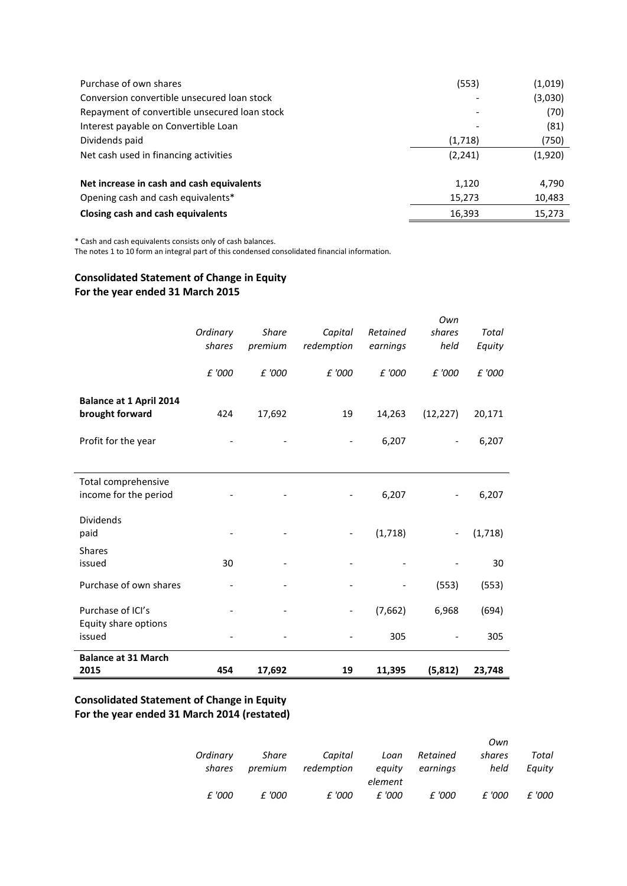| | | |
|---|---|---|
| Purchase of own shares | (553) | (1,019) |
| Conversion convertible unsecured loan stock | - | (3,030) |
| Repayment of convertible unsecured loan stock | - | (70) |
| Interest payable on Convertible Loan | - | (81) |
| Dividends paid | (1,718) | (750) |
| Net cash used in financing activities | (2,241) | (1,920) |
| | | |
| **Net increase in cash and cash equivalents** | 1,120 | 4,790 |
| Opening cash and cash equivalents* | 15,273 | 10,483 |
| **Closing cash and cash equivalents** | 16,393 | 15,273 |

\* Cash and cash equivalents consists only of cash balances.
The notes 1 to 10 form an integral part of this condensed consolidated financial information.

## Consolidated Statement of Change in Equity
## For the year ended 31 March 2015

| | *Ordinary shares* | *Share premium* | *Capital redemption* | *Retained earnings* | *Own shares held* | *Total Equity* |
|---|---|---|---|---|---|---|
| | *£ '000* | *£ '000* | *£ '000* | *£ '000* | *£ '000* | *£ '000* |
| **Balance at 1 April 2014 brought forward** | 424 | 17,692 | 19 | 14,263 | (12,227) | 20,171 |
| Profit for the year | - | - | - | 6,207 | - | 6,207 |
| Total comprehensive income for the period | - | - | - | 6,207 | - | 6,207 |
| Dividends paid | - | - | - | (1,718) | - | (1,718) |
| Shares issued | 30 | - | - | - | - | 30 |
| Purchase of own shares | - | - | - | - | (553) | (553) |
| Purchase of ICI's | - | - | - | (7,662) | 6,968 | (694) |
| Equity share options issued | - | - | - | 305 | - | 305 |
| **Balance at 31 March 2015** | **454** | **17,692** | **19** | **11,395** | **(5,812)** | **23,748** |

## Consolidated Statement of Change in Equity
## For the year ended 31 March 2014 (restated)

| *Ordinary shares* | *Share premium* | *Capital redemption* | *Loan equity element* | *Retained earnings* | *Own shares held* | *Total Equity* |
|---|---|---|---|---|---|---|
| *£ '000* | *£ '000* | *£ '000* | *£ '000* | *£ '000* | *£ '000* | *£ '000* |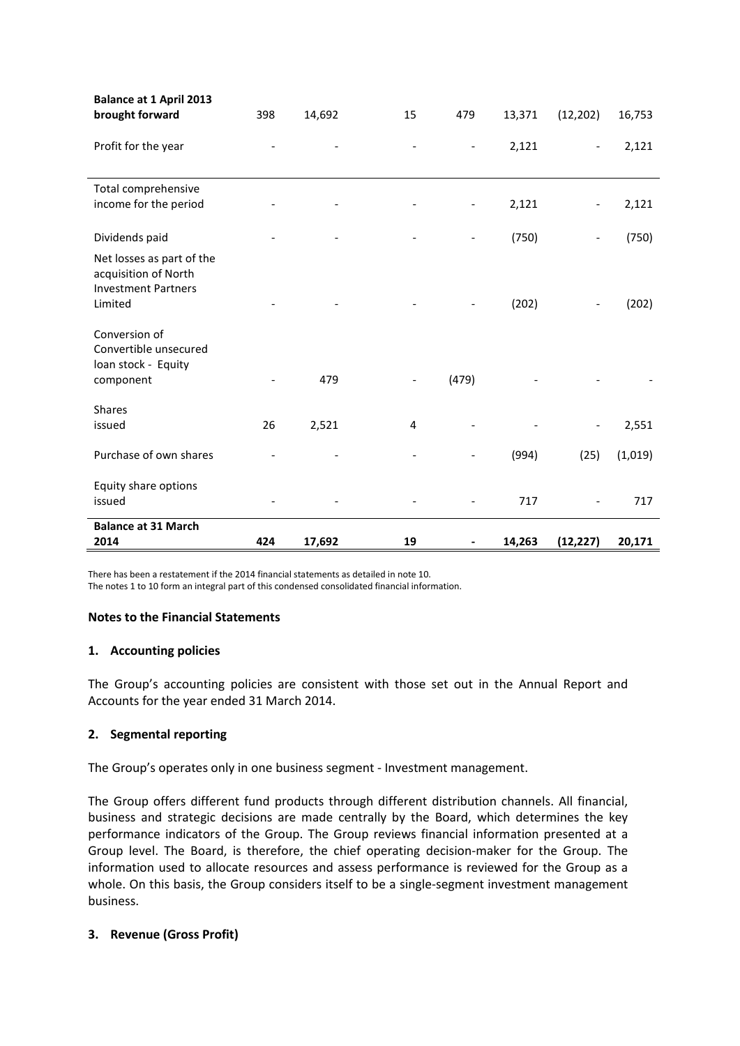| | | | | | | | |
|---|---|---|---|---|---|---|---|
| **Balance at 1 April 2013 brought forward** | 398 | 14,692 | 15 | 479 | 13,371 | (12,202) | 16,753 |
| Profit for the year | - | - | - | - | 2,121 | - | 2,121 |
| Total comprehensive income for the period | - | - | - | - | 2,121 | - | 2,121 |
| Dividends paid | - | - | - | - | (750) | - | (750) |
| Net losses as part of the acquisition of North Investment Partners Limited | - | - | - | - | (202) | - | (202) |
| Conversion of Convertible unsecured loan stock - Equity component | - | 479 | - | (479) | - | - | - |
| Shares issued | 26 | 2,521 | 4 | - | - | - | 2,551 |
| Purchase of own shares | - | - | - | - | (994) | (25) | (1,019) |
| Equity share options issued | - | - | - | - | 717 | - | 717 |
| **Balance at 31 March 2014** | **424** | **17,692** | **19** | **-** | **14,263** | **(12,227)** | **20,171** |

There has been a restatement if the 2014 financial statements as detailed in note 10.
The notes 1 to 10 form an integral part of this condensed consolidated financial information.

**Notes to the Financial Statements**

**1. Accounting policies**

The Group's accounting policies are consistent with those set out in the Annual Report and Accounts for the year ended 31 March 2014.

**2. Segmental reporting**

The Group's operates only in one business segment - Investment management.

The Group offers different fund products through different distribution channels. All financial, business and strategic decisions are made centrally by the Board, which determines the key performance indicators of the Group. The Group reviews financial information presented at a Group level. The Board, is therefore, the chief operating decision-maker for the Group. The information used to allocate resources and assess performance is reviewed for the Group as a whole. On this basis, the Group considers itself to be a single-segment investment management business.

**3. Revenue (Gross Profit)**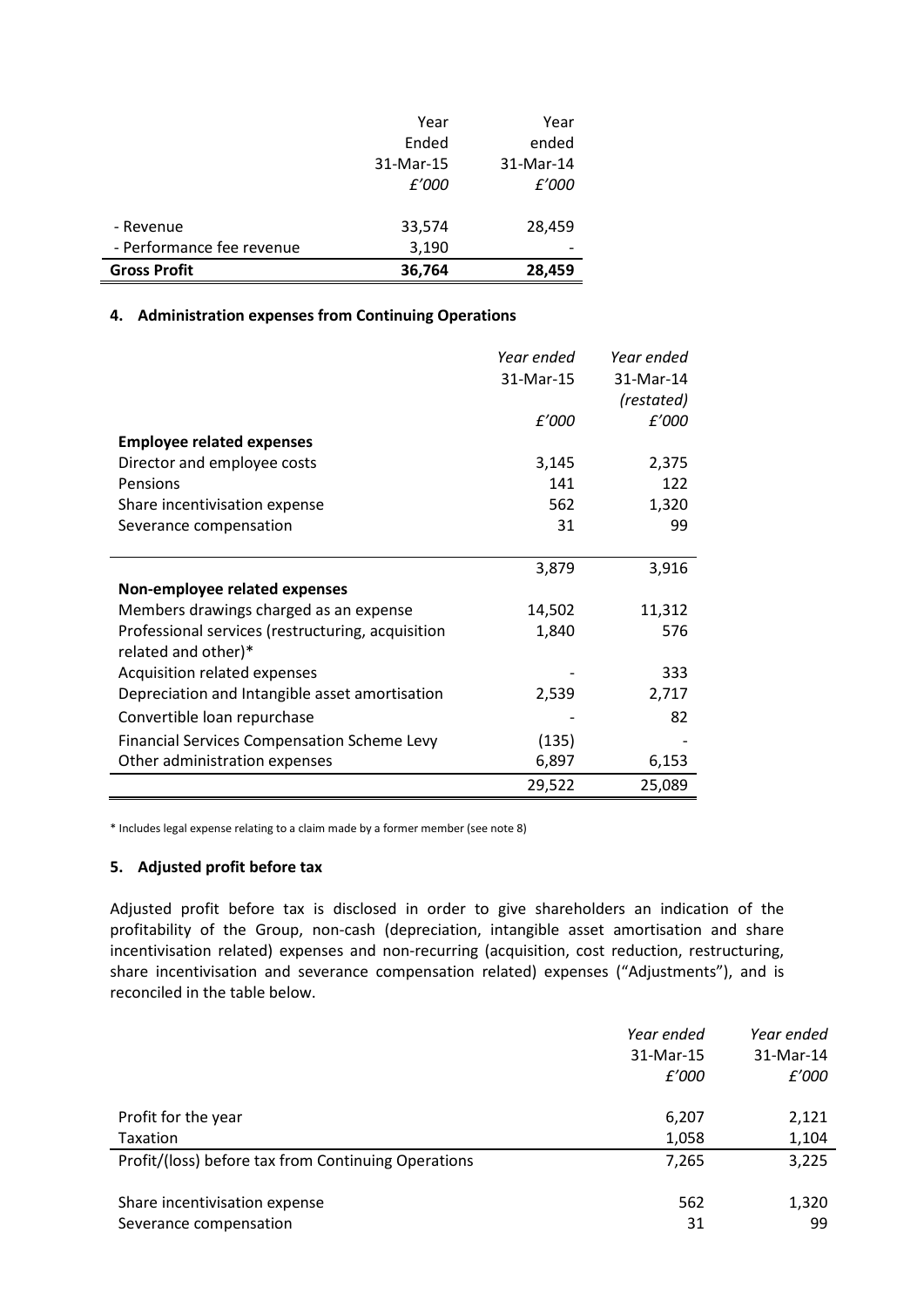| | Year Ended 31-Mar-15 £'000 | Year ended 31-Mar-14 £'000 |
|---|---|---|
| - Revenue | 33,574 | 28,459 |
| - Performance fee revenue | 3,190 | - |
| **Gross Profit** | **36,764** | **28,459** |

#### 4. Administration expenses from Continuing Operations

| | *Year ended* 31-Mar-15 *£'000* | *Year ended* 31-Mar-14 *(restated)* *£'000* |
|---|---|---|
| **Employee related expenses** | | |
| Director and employee costs | 3,145 | 2,375 |
| Pensions | 141 | 122 |
| Share incentivisation expense | 562 | 1,320 |
| Severance compensation | 31 | 99 |
| | 3,879 | 3,916 |
| **Non-employee related expenses** | | |
| Members drawings charged as an expense | 14,502 | 11,312 |
| Professional services (restructuring, acquisition related and other)* | 1,840 | 576 |
| Acquisition related expenses | - | 333 |
| Depreciation and Intangible asset amortisation | 2,539 | 2,717 |
| Convertible loan repurchase | - | 82 |
| Financial Services Compensation Scheme Levy | (135) | - |
| Other administration expenses | 6,897 | 6,153 |
| | 29,522 | 25,089 |

\* Includes legal expense relating to a claim made by a former member (see note 8)

#### 5. Adjusted profit before tax

Adjusted profit before tax is disclosed in order to give shareholders an indication of the profitability of the Group, non-cash (depreciation, intangible asset amortisation and share incentivisation related) expenses and non-recurring (acquisition, cost reduction, restructuring, share incentivisation and severance compensation related) expenses ("Adjustments"), and is reconciled in the table below.

| | *Year ended* 31-Mar-15 *£'000* | *Year ended* 31-Mar-14 *£'000* |
|---|---|---|
| Profit for the year | 6,207 | 2,121 |
| Taxation | 1,058 | 1,104 |
| Profit/(loss) before tax from Continuing Operations | 7,265 | 3,225 |
| Share incentivisation expense | 562 | 1,320 |
| Severance compensation | 31 | 99 |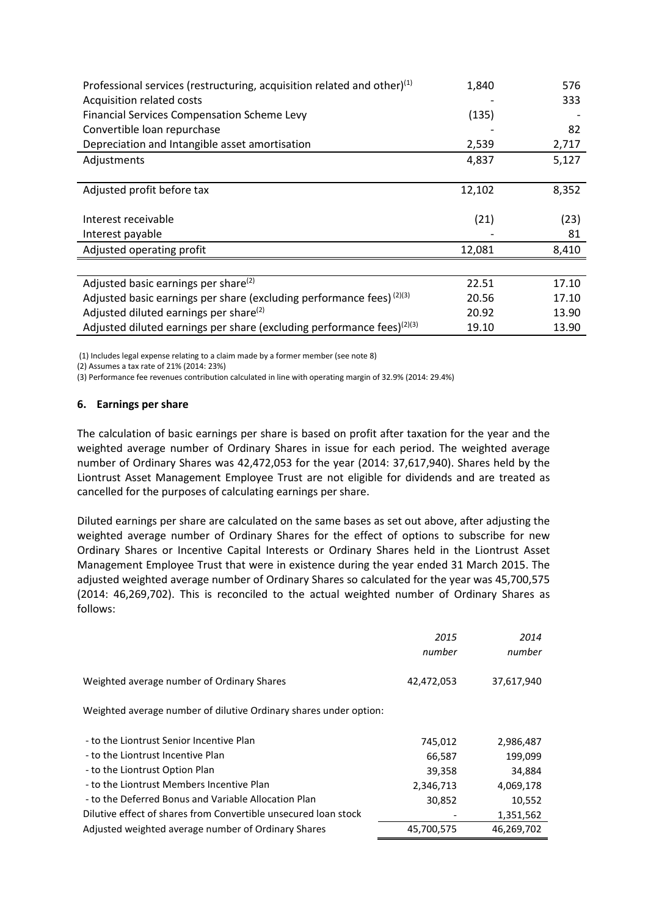| | | |
|---|---|---|
| Professional services (restructuring, acquisition related and other)[1] | 1,840 | 576 |
| Acquisition related costs | - | 333 |
| Financial Services Compensation Scheme Levy | (135) | - |
| Convertible loan repurchase | - | 82 |
| Depreciation and Intangible asset amortisation | 2,539 | 2,717 |
| Adjustments | 4,837 | 5,127 |
| | | |
| Adjusted profit before tax | 12,102 | 8,352 |
| | | |
| Interest receivable | (21) | (23) |
| Interest payable | - | 81 |
| Adjusted operating profit | 12,081 | 8,410 |
| | | |
| Adjusted basic earnings per share[2] | 22.51 | 17.10 |
| Adjusted basic earnings per share (excluding performance fees)[2][3] | 20.56 | 17.10 |
| Adjusted diluted earnings per share[2] | 20.92 | 13.90 |
| Adjusted diluted earnings per share (excluding performance fees)[2][3] | 19.10 | 13.90 |

(1) Includes legal expense relating to a claim made by a former member (see note 8)

(2) Assumes a tax rate of 21% (2014: 23%)

(3) Performance fee revenues contribution calculated in line with operating margin of 32.9% (2014: 29.4%)

## 6. Earnings per share

The calculation of basic earnings per share is based on profit after taxation for the year and the weighted average number of Ordinary Shares in issue for each period. The weighted average number of Ordinary Shares was 42,472,053 for the year (2014: 37,617,940). Shares held by the Liontrust Asset Management Employee Trust are not eligible for dividends and are treated as cancelled for the purposes of calculating earnings per share.

Diluted earnings per share are calculated on the same bases as set out above, after adjusting the weighted average number of Ordinary Shares for the effect of options to subscribe for new Ordinary Shares or Incentive Capital Interests or Ordinary Shares held in the Liontrust Asset Management Employee Trust that were in existence during the year ended 31 March 2015. The adjusted weighted average number of Ordinary Shares so calculated for the year was 45,700,575 (2014: 46,269,702). This is reconciled to the actual weighted number of Ordinary Shares as follows:

| | *2015* *number* | *2014* *number* |
|---|---|---|
| Weighted average number of Ordinary Shares | 42,472,053 | 37,617,940 |
| Weighted average number of dilutive Ordinary shares under option: | | |
| - to the Liontrust Senior Incentive Plan | 745,012 | 2,986,487 |
| - to the Liontrust Incentive Plan | 66,587 | 199,099 |
| - to the Liontrust Option Plan | 39,358 | 34,884 |
| - to the Liontrust Members Incentive Plan | 2,346,713 | 4,069,178 |
| - to the Deferred Bonus and Variable Allocation Plan | 30,852 | 10,552 |
| Dilutive effect of shares from Convertible unsecured loan stock | - | 1,351,562 |
| Adjusted weighted average number of Ordinary Shares | 45,700,575 | 46,269,702 |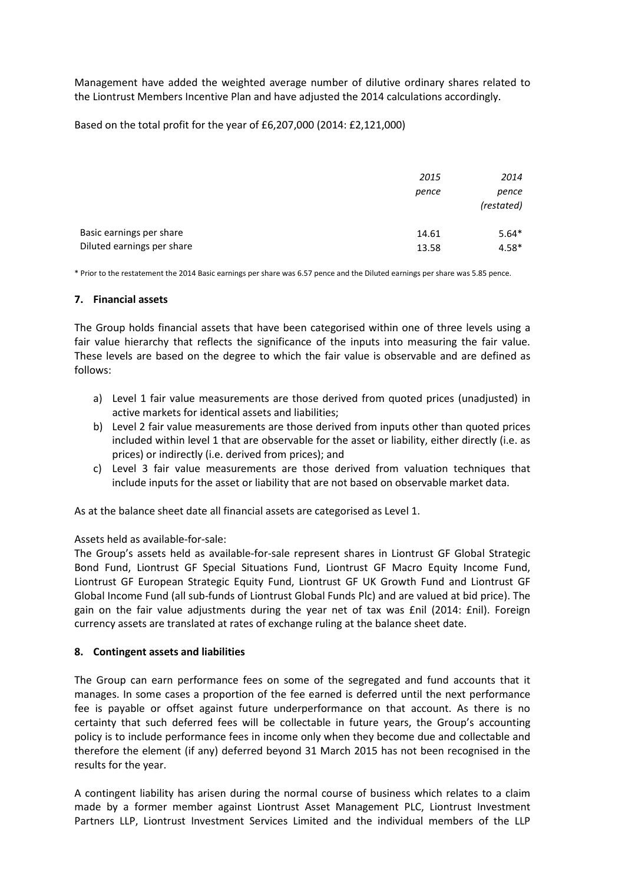Management have added the weighted average number of dilutive ordinary shares related to the Liontrust Members Incentive Plan and have adjusted the 2014 calculations accordingly.

Based on the total profit for the year of £6,207,000 (2014: £2,121,000)

| | *2015* *pence* | *2014* *pence* *(restated)* |
|---|---|---|
| Basic earnings per share | 14.61 | 5.64* |
| Diluted earnings per share | 13.58 | 4.58* |

\* Prior to the restatement the 2014 Basic earnings per share was 6.57 pence and the Diluted earnings per share was 5.85 pence.

### 7. Financial assets

The Group holds financial assets that have been categorised within one of three levels using a fair value hierarchy that reflects the significance of the inputs into measuring the fair value. These levels are based on the degree to which the fair value is observable and are defined as follows:

a) Level 1 fair value measurements are those derived from quoted prices (unadjusted) in active markets for identical assets and liabilities;
b) Level 2 fair value measurements are those derived from inputs other than quoted prices included within level 1 that are observable for the asset or liability, either directly (i.e. as prices) or indirectly (i.e. derived from prices); and
c) Level 3 fair value measurements are those derived from valuation techniques that include inputs for the asset or liability that are not based on observable market data.

As at the balance sheet date all financial assets are categorised as Level 1.

Assets held as available-for-sale:
The Group's assets held as available-for-sale represent shares in Liontrust GF Global Strategic Bond Fund, Liontrust GF Special Situations Fund, Liontrust GF Macro Equity Income Fund, Liontrust GF European Strategic Equity Fund, Liontrust GF UK Growth Fund and Liontrust GF Global Income Fund (all sub-funds of Liontrust Global Funds Plc) and are valued at bid price). The gain on the fair value adjustments during the year net of tax was £nil (2014: £nil). Foreign currency assets are translated at rates of exchange ruling at the balance sheet date.

### 8. Contingent assets and liabilities

The Group can earn performance fees on some of the segregated and fund accounts that it manages. In some cases a proportion of the fee earned is deferred until the next performance fee is payable or offset against future underperformance on that account. As there is no certainty that such deferred fees will be collectable in future years, the Group's accounting policy is to include performance fees in income only when they become due and collectable and therefore the element (if any) deferred beyond 31 March 2015 has not been recognised in the results for the year.

A contingent liability has arisen during the normal course of business which relates to a claim made by a former member against Liontrust Asset Management PLC, Liontrust Investment Partners LLP, Liontrust Investment Services Limited and the individual members of the LLP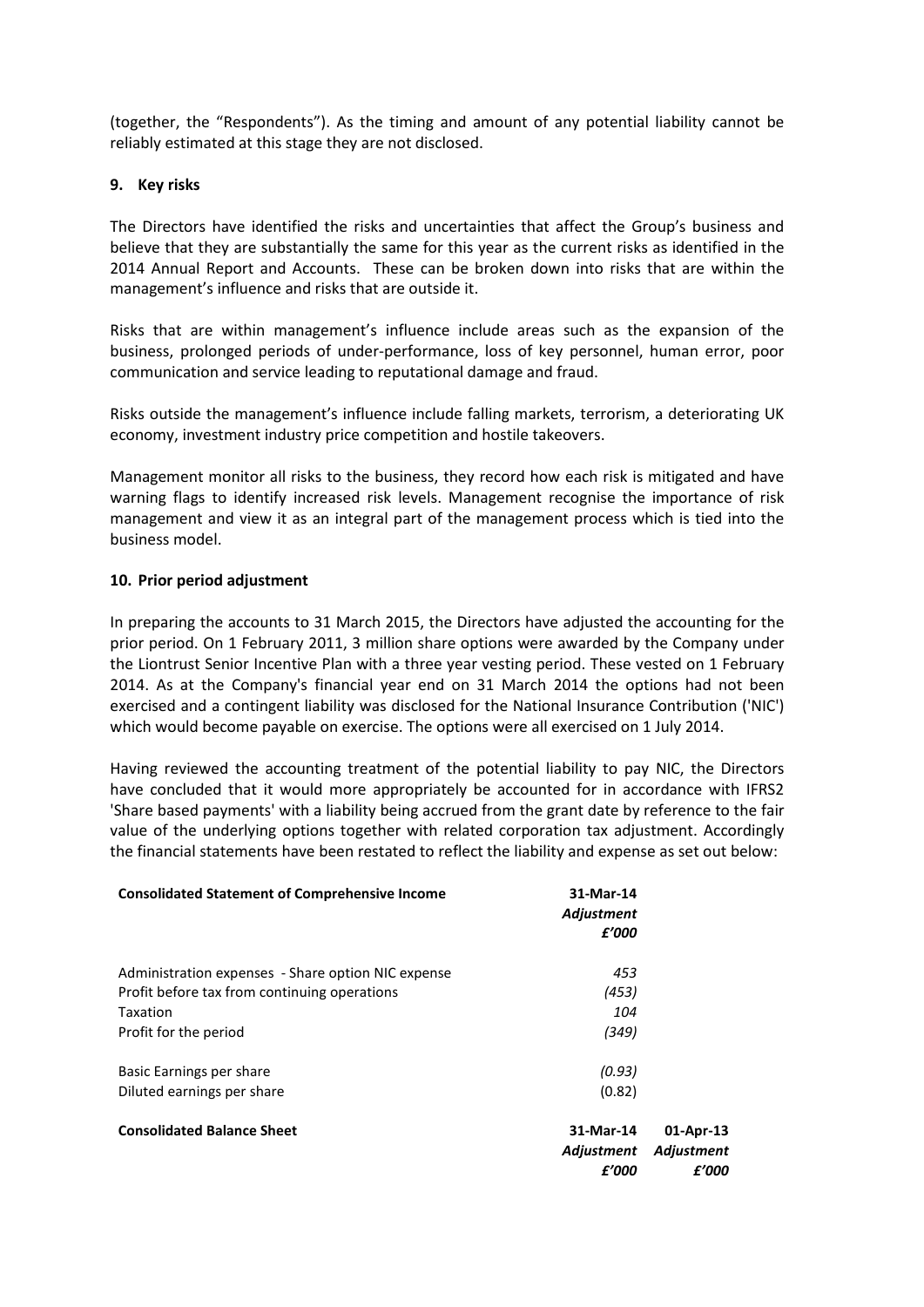(together, the “Respondents”). As the timing and amount of any potential liability cannot be reliably estimated at this stage they are not disclosed.

## 9. Key risks

The Directors have identified the risks and uncertainties that affect the Group’s business and believe that they are substantially the same for this year as the current risks as identified in the 2014 Annual Report and Accounts. These can be broken down into risks that are within the management’s influence and risks that are outside it.

Risks that are within management’s influence include areas such as the expansion of the business, prolonged periods of under-performance, loss of key personnel, human error, poor communication and service leading to reputational damage and fraud.

Risks outside the management’s influence include falling markets, terrorism, a deteriorating UK economy, investment industry price competition and hostile takeovers.

Management monitor all risks to the business, they record how each risk is mitigated and have warning flags to identify increased risk levels. Management recognise the importance of risk management and view it as an integral part of the management process which is tied into the business model.

## 10. Prior period adjustment

In preparing the accounts to 31 March 2015, the Directors have adjusted the accounting for the prior period. On 1 February 2011, 3 million share options were awarded by the Company under the Liontrust Senior Incentive Plan with a three year vesting period. These vested on 1 February 2014. As at the Company's financial year end on 31 March 2014 the options had not been exercised and a contingent liability was disclosed for the National Insurance Contribution ('NIC') which would become payable on exercise. The options were all exercised on 1 July 2014.

Having reviewed the accounting treatment of the potential liability to pay NIC, the Directors have concluded that it would more appropriately be accounted for in accordance with IFRS2 'Share based payments' with a liability being accrued from the grant date by reference to the fair value of the underlying options together with related corporation tax adjustment. Accordingly the financial statements have been restated to reflect the liability and expense as set out below:

| **Consolidated Statement of Comprehensive Income** | **31-Mar-14** *Adjustment* *£’000* |
|---|---|
| Administration expenses - Share option NIC expense | *453* |
| Profit before tax from continuing operations | *(453)* |
| Taxation | *104* |
| Profit for the period | *(349)* |
| | |
| Basic Earnings per share | *(0.93)* |
| Diluted earnings per share | (0.82) |

| **Consolidated Balance Sheet** | **31-Mar-14** *Adjustment* *£’000* | **01-Apr-13** *Adjustment* *£’000* |
|---|---|---|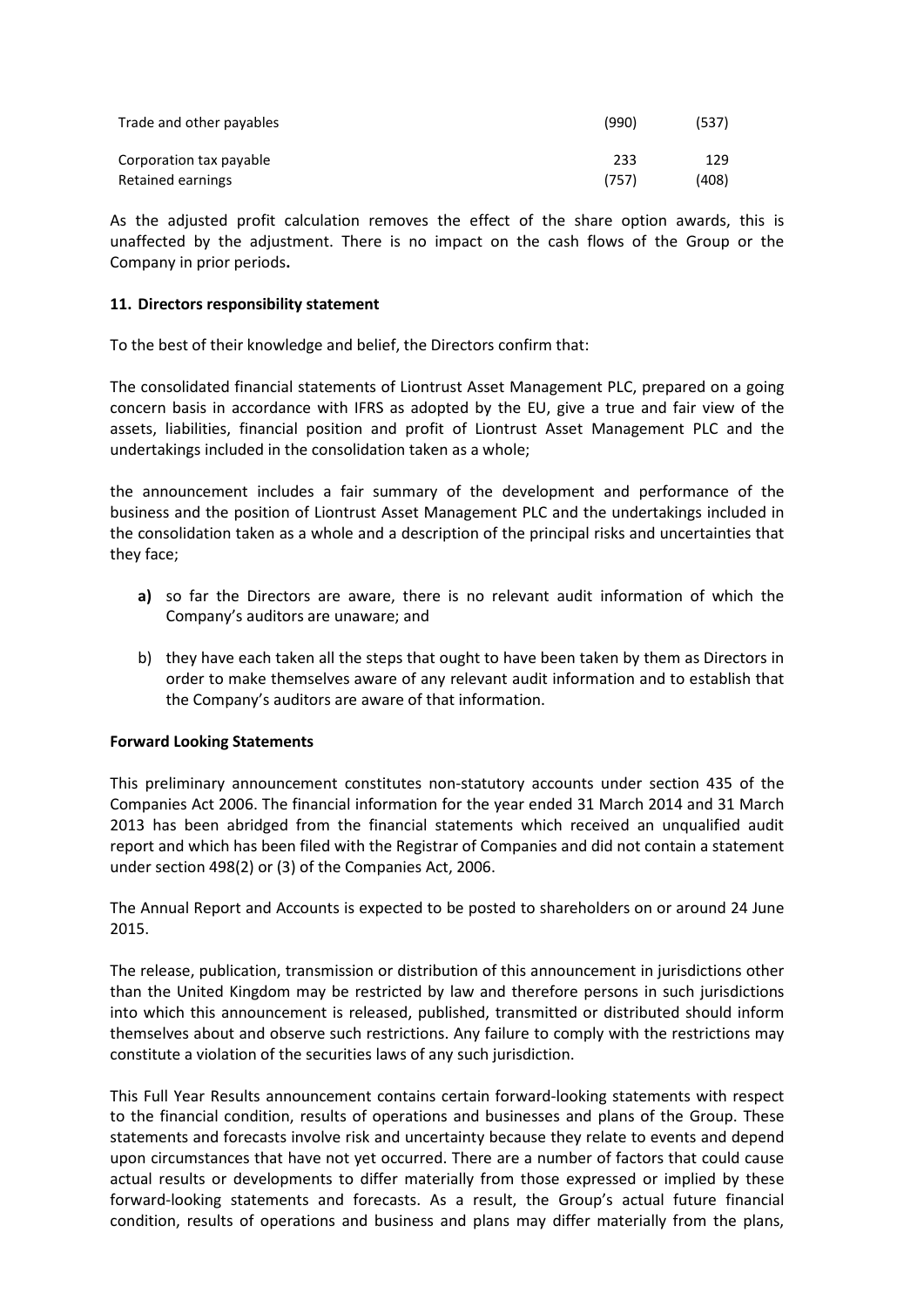| | | |
|---|---|---|
| Trade and other payables | (990) | (537) |
| Corporation tax payable | 233 | 129 |
| Retained earnings | (757) | (408) |

As the adjusted profit calculation removes the effect of the share option awards, this is unaffected by the adjustment. There is no impact on the cash flows of the Group or the Company in prior periods**.**

**11. Directors responsibility statement**

To the best of their knowledge and belief, the Directors confirm that:

The consolidated financial statements of Liontrust Asset Management PLC, prepared on a going concern basis in accordance with IFRS as adopted by the EU, give a true and fair view of the assets, liabilities, financial position and profit of Liontrust Asset Management PLC and the undertakings included in the consolidation taken as a whole;

the announcement includes a fair summary of the development and performance of the business and the position of Liontrust Asset Management PLC and the undertakings included in the consolidation taken as a whole and a description of the principal risks and uncertainties that they face;

- **a)** so far the Directors are aware, there is no relevant audit information of which the Company's auditors are unaware; and
- b) they have each taken all the steps that ought to have been taken by them as Directors in order to make themselves aware of any relevant audit information and to establish that the Company's auditors are aware of that information.

**Forward Looking Statements**

This preliminary announcement constitutes non-statutory accounts under section 435 of the Companies Act 2006. The financial information for the year ended 31 March 2014 and 31 March 2013 has been abridged from the financial statements which received an unqualified audit report and which has been filed with the Registrar of Companies and did not contain a statement under section 498(2) or (3) of the Companies Act, 2006.

The Annual Report and Accounts is expected to be posted to shareholders on or around 24 June 2015.

The release, publication, transmission or distribution of this announcement in jurisdictions other than the United Kingdom may be restricted by law and therefore persons in such jurisdictions into which this announcement is released, published, transmitted or distributed should inform themselves about and observe such restrictions. Any failure to comply with the restrictions may constitute a violation of the securities laws of any such jurisdiction.

This Full Year Results announcement contains certain forward-looking statements with respect to the financial condition, results of operations and businesses and plans of the Group. These statements and forecasts involve risk and uncertainty because they relate to events and depend upon circumstances that have not yet occurred. There are a number of factors that could cause actual results or developments to differ materially from those expressed or implied by these forward-looking statements and forecasts. As a result, the Group's actual future financial condition, results of operations and business and plans may differ materially from the plans,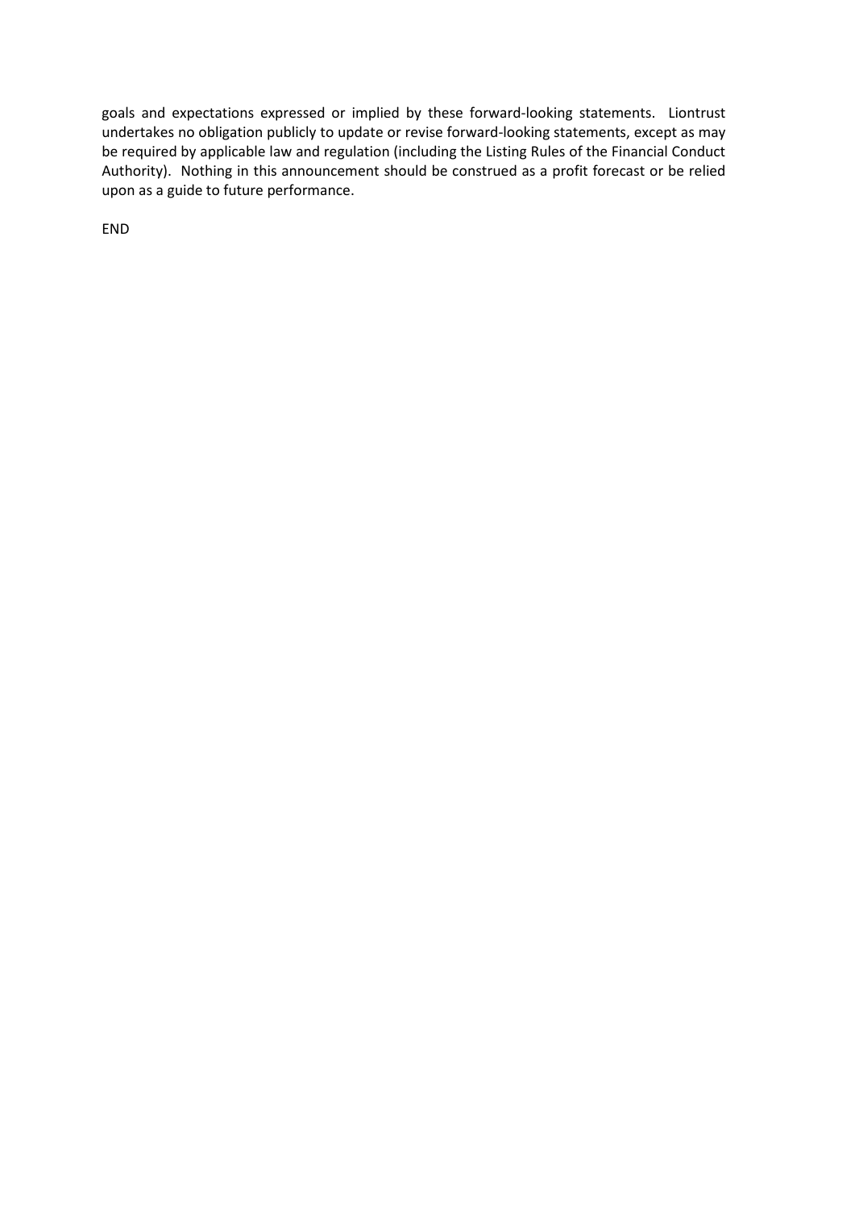goals and expectations expressed or implied by these forward-looking statements. Liontrust undertakes no obligation publicly to update or revise forward-looking statements, except as may be required by applicable law and regulation (including the Listing Rules of the Financial Conduct Authority). Nothing in this announcement should be construed as a profit forecast or be relied upon as a guide to future performance.

END